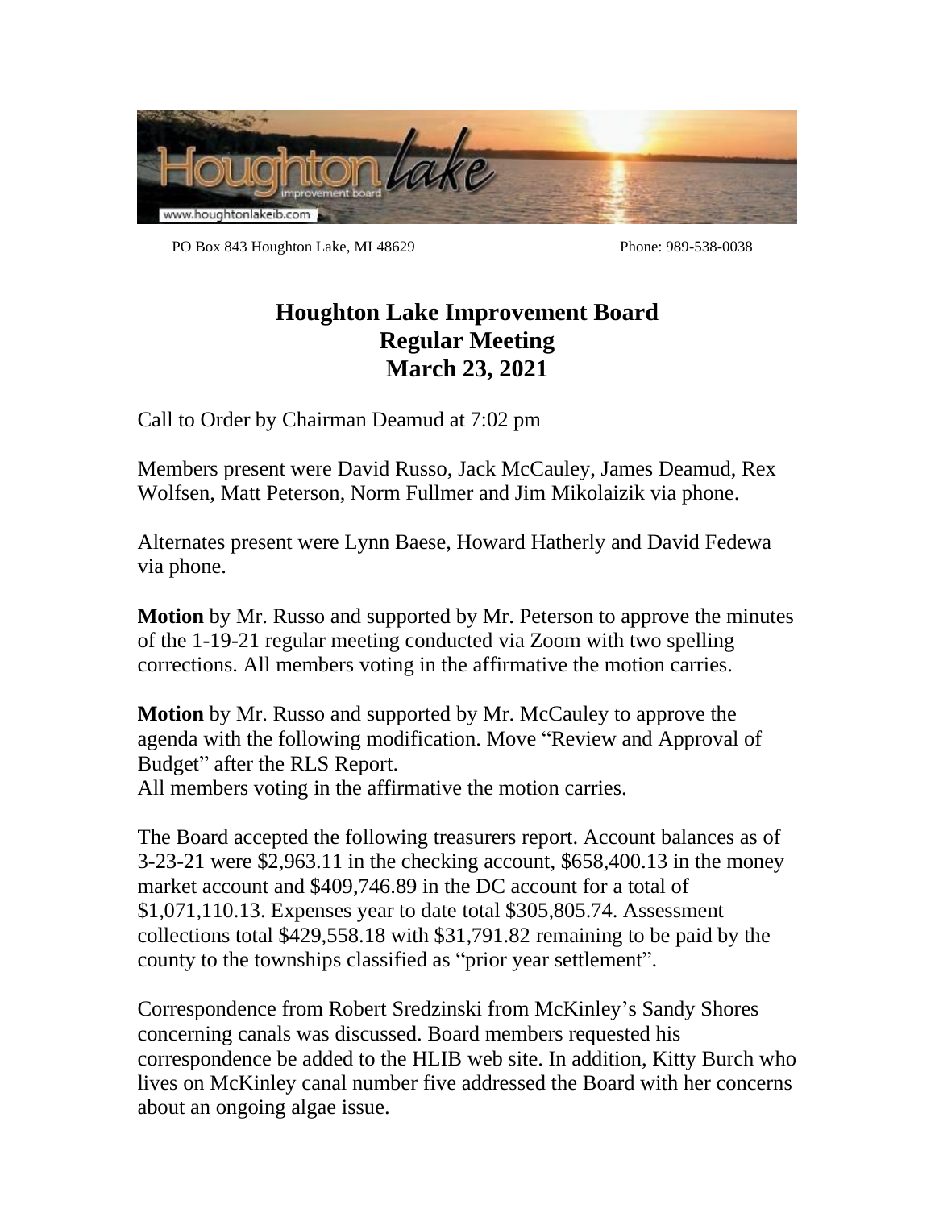PO Box 843 Houghton Lake, MI 48629 Phone: 989-538-0038

# Houghton Lake Improvement Board
## Regular Meeting
## March 23, 2021

Call to Order by Chairman Deamud at 7:02 pm

Members present were David Russo, Jack McCauley, James Deamud, Rex Wolfsen, Matt Peterson, Norm Fullmer and Jim Mikolaizik via phone.

Alternates present were Lynn Baese, Howard Hatherly and David Fedewa via phone.

**Motion** by Mr. Russo and supported by Mr. Peterson to approve the minutes of the 1-19-21 regular meeting conducted via Zoom with two spelling corrections. All members voting in the affirmative the motion carries.

**Motion** by Mr. Russo and supported by Mr. McCauley to approve the agenda with the following modification. Move "Review and Approval of Budget" after the RLS Report.
All members voting in the affirmative the motion carries.

The Board accepted the following treasurers report. Account balances as of 3-23-21 were $2,963.11 in the checking account, $658,400.13 in the money market account and $409,746.89 in the DC account for a total of $1,071,110.13. Expenses year to date total $305,805.74. Assessment collections total $429,558.18 with $31,791.82 remaining to be paid by the county to the townships classified as "prior year settlement".

Correspondence from Robert Sredzinski from McKinley's Sandy Shores concerning canals was discussed. Board members requested his correspondence be added to the HLIB web site. In addition, Kitty Burch who lives on McKinley canal number five addressed the Board with her concerns about an ongoing algae issue.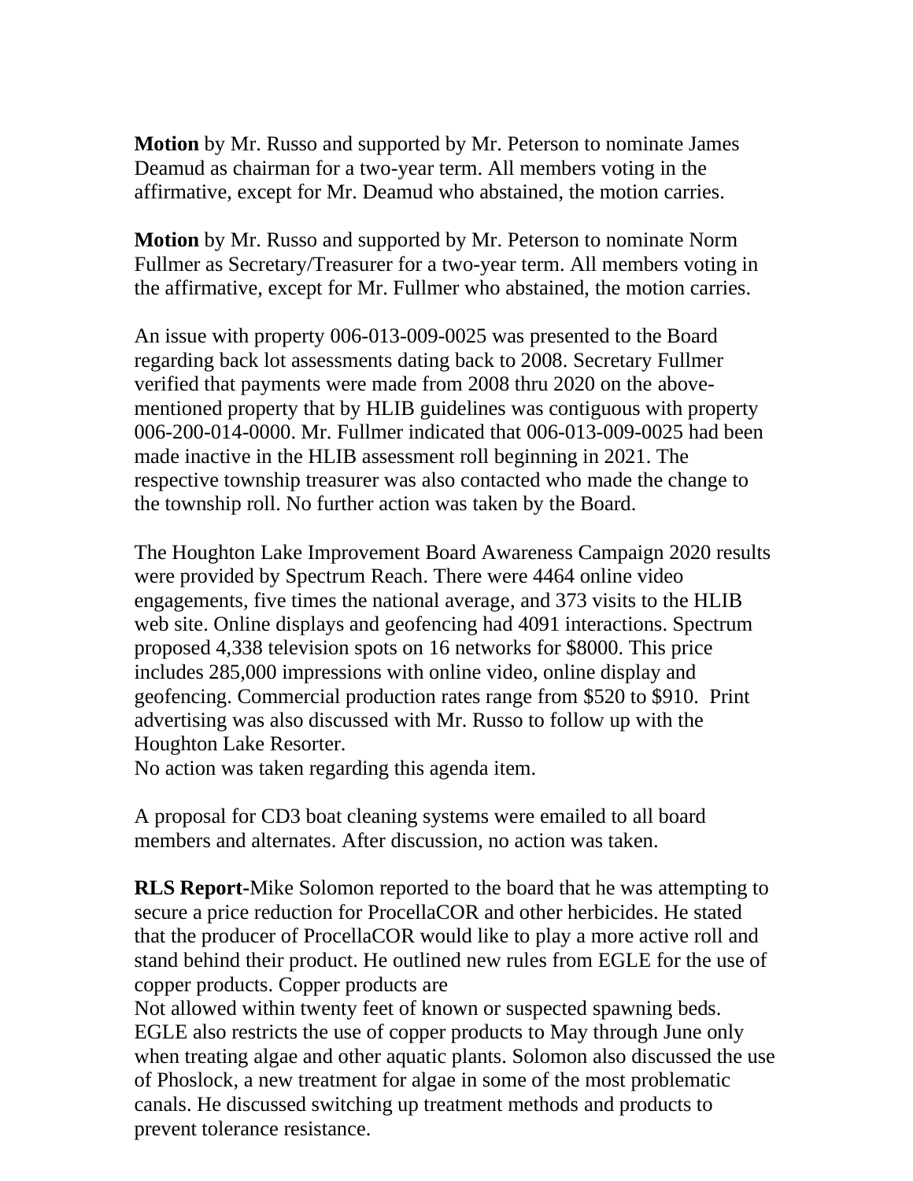**Motion** by Mr. Russo and supported by Mr. Peterson to nominate James Deamud as chairman for a two-year term. All members voting in the affirmative, except for Mr. Deamud who abstained, the motion carries.

**Motion** by Mr. Russo and supported by Mr. Peterson to nominate Norm Fullmer as Secretary/Treasurer for a two-year term. All members voting in the affirmative, except for Mr. Fullmer who abstained, the motion carries.

An issue with property 006-013-009-0025 was presented to the Board regarding back lot assessments dating back to 2008. Secretary Fullmer verified that payments were made from 2008 thru 2020 on the above-mentioned property that by HLIB guidelines was contiguous with property 006-200-014-0000. Mr. Fullmer indicated that 006-013-009-0025 had been made inactive in the HLIB assessment roll beginning in 2021. The respective township treasurer was also contacted who made the change to the township roll. No further action was taken by the Board.

The Houghton Lake Improvement Board Awareness Campaign 2020 results were provided by Spectrum Reach. There were 4464 online video engagements, five times the national average, and 373 visits to the HLIB web site. Online displays and geofencing had 4091 interactions. Spectrum proposed 4,338 television spots on 16 networks for $8000. This price includes 285,000 impressions with online video, online display and geofencing. Commercial production rates range from $520 to $910. Print advertising was also discussed with Mr. Russo to follow up with the Houghton Lake Resorter.
No action was taken regarding this agenda item.

A proposal for CD3 boat cleaning systems were emailed to all board members and alternates. After discussion, no action was taken.

**RLS Report**-Mike Solomon reported to the board that he was attempting to secure a price reduction for ProcellaCOR and other herbicides. He stated that the producer of ProcellaCOR would like to play a more active roll and stand behind their product. He outlined new rules from EGLE for the use of copper products. Copper products are
Not allowed within twenty feet of known or suspected spawning beds. EGLE also restricts the use of copper products to May through June only when treating algae and other aquatic plants. Solomon also discussed the use of Phoslock, a new treatment for algae in some of the most problematic canals. He discussed switching up treatment methods and products to prevent tolerance resistance.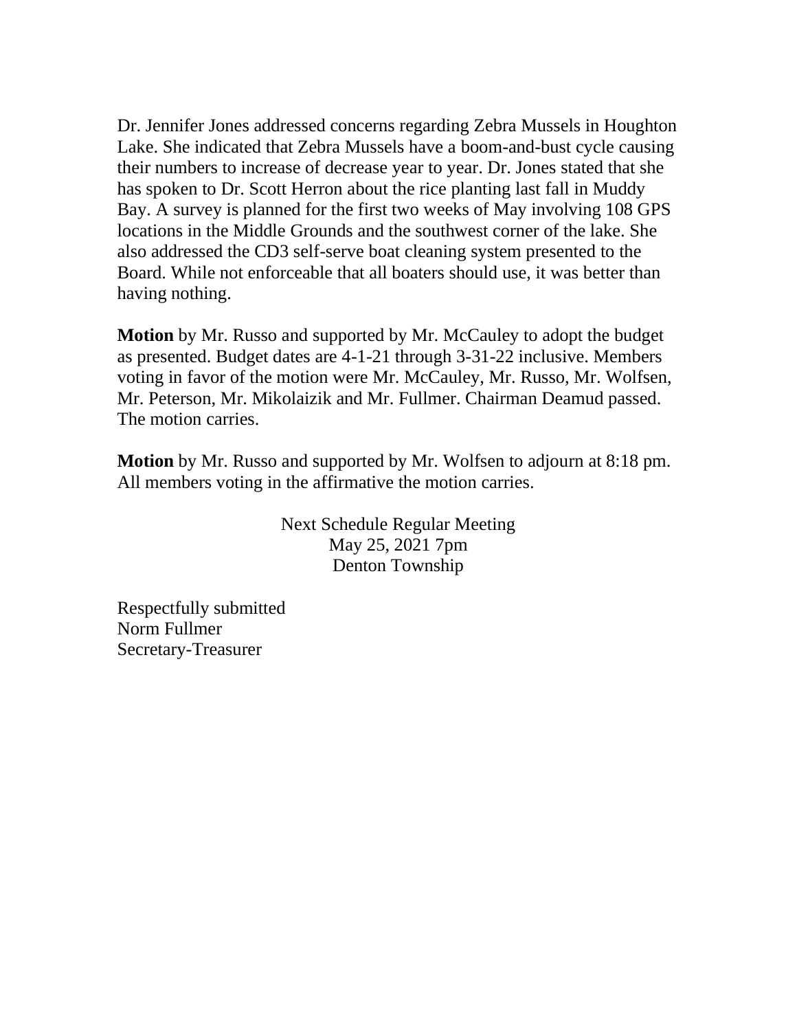Dr. Jennifer Jones addressed concerns regarding Zebra Mussels in Houghton Lake. She indicated that Zebra Mussels have a boom-and-bust cycle causing their numbers to increase of decrease year to year. Dr. Jones stated that she has spoken to Dr. Scott Herron about the rice planting last fall in Muddy Bay. A survey is planned for the first two weeks of May involving 108 GPS locations in the Middle Grounds and the southwest corner of the lake. She also addressed the CD3 self-serve boat cleaning system presented to the Board. While not enforceable that all boaters should use, it was better than having nothing.

**Motion** by Mr. Russo and supported by Mr. McCauley to adopt the budget as presented. Budget dates are 4-1-21 through 3-31-22 inclusive. Members voting in favor of the motion were Mr. McCauley, Mr. Russo, Mr. Wolfsen, Mr. Peterson, Mr. Mikolaizik and Mr. Fullmer. Chairman Deamud passed. The motion carries.

**Motion** by Mr. Russo and supported by Mr. Wolfsen to adjourn at 8:18 pm. All members voting in the affirmative the motion carries.

Next Schedule Regular Meeting
May 25, 2021 7pm
Denton Township

Respectfully submitted
Norm Fullmer
Secretary-Treasurer